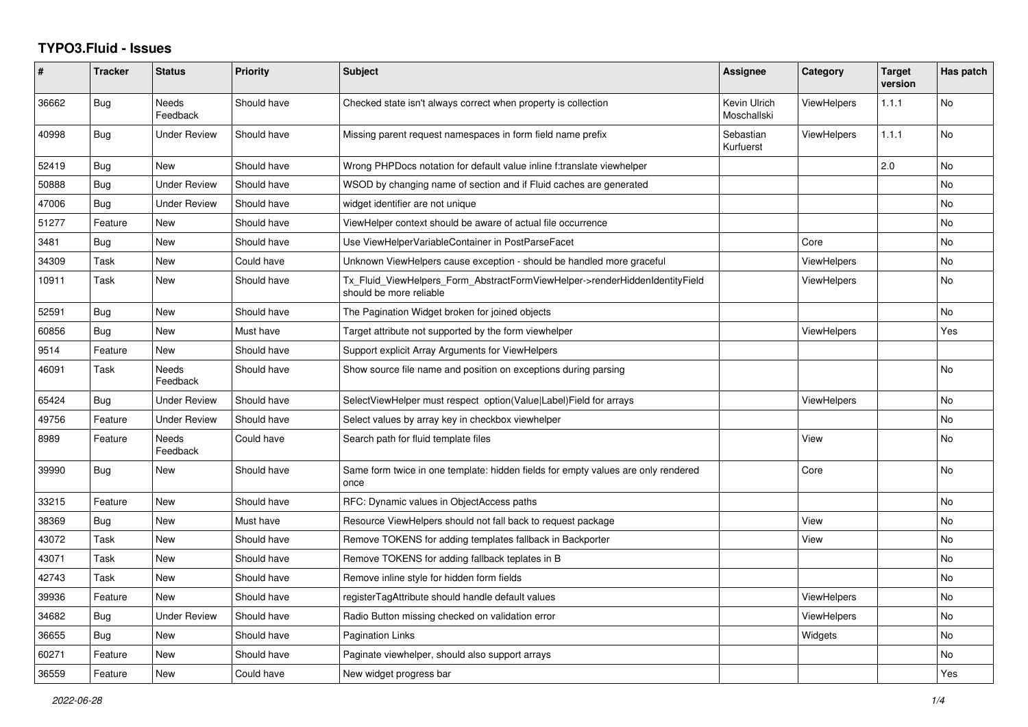# TYPO3.Fluid - Issues

| # | Tracker | Status | Priority | Subject | Assignee | Category | Target version | Has patch |
|---|---|---|---|---|---|---|---|---|
| 36662 | Bug | Needs Feedback | Should have | Checked state isn't always correct when property is collection | Kevin Ulrich Moschallski | ViewHelpers | 1.1.1 | No |
| 40998 | Bug | Under Review | Should have | Missing parent request namespaces in form field name prefix | Sebastian Kurfuerst | ViewHelpers | 1.1.1 | No |
| 52419 | Bug | New | Should have | Wrong PHPDocs notation for default value inline f:translate viewhelper | | | 2.0 | No |
| 50888 | Bug | Under Review | Should have | WSOD by changing name of section and if Fluid caches are generated | | | | No |
| 47006 | Bug | Under Review | Should have | widget identifier are not unique | | | | No |
| 51277 | Feature | New | Should have | ViewHelper context should be aware of actual file occurrence | | | | No |
| 3481 | Bug | New | Should have | Use ViewHelperVariableContainer in PostParseFacet | | Core | | No |
| 34309 | Task | New | Could have | Unknown ViewHelpers cause exception - should be handled more graceful | | ViewHelpers | | No |
| 10911 | Task | New | Should have | Tx_Fluid_ViewHelpers_Form_AbstractFormViewHelper->renderHiddenIdentityField should be more reliable | | ViewHelpers | | No |
| 52591 | Bug | New | Should have | The Pagination Widget broken for joined objects | | | | No |
| 60856 | Bug | New | Must have | Target attribute not supported by the form viewhelper | | ViewHelpers | | Yes |
| 9514 | Feature | New | Should have | Support explicit Array Arguments for ViewHelpers | | | | |
| 46091 | Task | Needs Feedback | Should have | Show source file name and position on exceptions during parsing | | | | No |
| 65424 | Bug | Under Review | Should have | SelectViewHelper must respect option(Value\|Label)Field for arrays | | ViewHelpers | | No |
| 49756 | Feature | Under Review | Should have | Select values by array key in checkbox viewhelper | | | | No |
| 8989 | Feature | Needs Feedback | Could have | Search path for fluid template files | | View | | No |
| 39990 | Bug | New | Should have | Same form twice in one template: hidden fields for empty values are only rendered once | | Core | | No |
| 33215 | Feature | New | Should have | RFC: Dynamic values in ObjectAccess paths | | | | No |
| 38369 | Bug | New | Must have | Resource ViewHelpers should not fall back to request package | | View | | No |
| 43072 | Task | New | Should have | Remove TOKENS for adding templates fallback in Backporter | | View | | No |
| 43071 | Task | New | Should have | Remove TOKENS for adding fallback teplates in B | | | | No |
| 42743 | Task | New | Should have | Remove inline style for hidden form fields | | | | No |
| 39936 | Feature | New | Should have | registerTagAttribute should handle default values | | ViewHelpers | | No |
| 34682 | Bug | Under Review | Should have | Radio Button missing checked on validation error | | ViewHelpers | | No |
| 36655 | Bug | New | Should have | Pagination Links | | Widgets | | No |
| 60271 | Feature | New | Should have | Paginate viewhelper, should also support arrays | | | | No |
| 36559 | Feature | New | Could have | New widget progress bar | | | | Yes |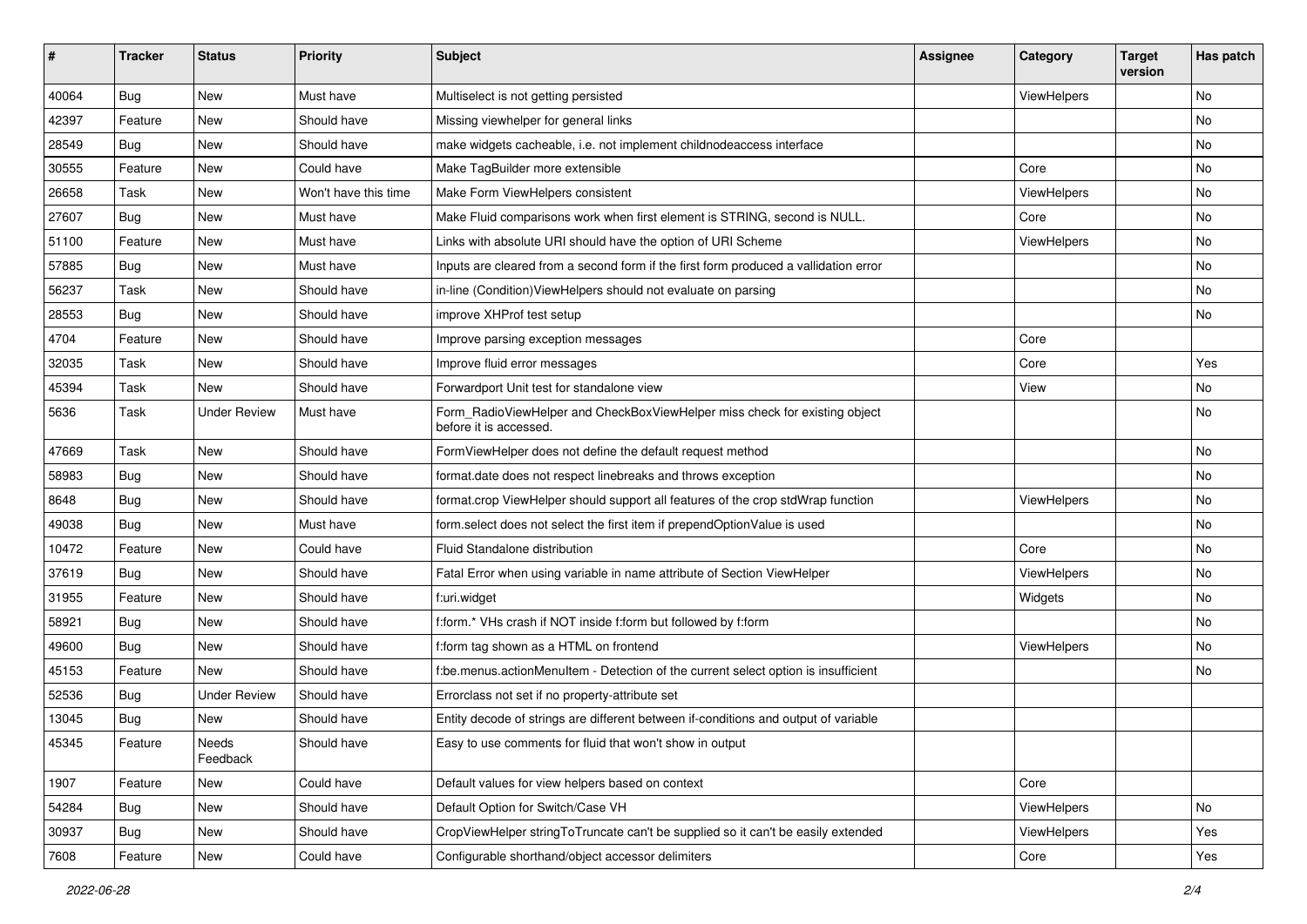| # | Tracker | Status | Priority | Subject | Assignee | Category | Target version | Has patch |
| --- | --- | --- | --- | --- | --- | --- | --- | --- |
| 40064 | Bug | New | Must have | Multiselect is not getting persisted | | ViewHelpers | | No |
| 42397 | Feature | New | Should have | Missing viewhelper for general links | | | | No |
| 28549 | Bug | New | Should have | make widgets cacheable, i.e. not implement childnodeaccess interface | | | | No |
| 30555 | Feature | New | Could have | Make TagBuilder more extensible | | Core | | No |
| 26658 | Task | New | Won't have this time | Make Form ViewHelpers consistent | | ViewHelpers | | No |
| 27607 | Bug | New | Must have | Make Fluid comparisons work when first element is STRING, second is NULL. | | Core | | No |
| 51100 | Feature | New | Must have | Links with absolute URI should have the option of URI Scheme | | ViewHelpers | | No |
| 57885 | Bug | New | Must have | Inputs are cleared from a second form if the first form produced a vallidation error | | | | No |
| 56237 | Task | New | Should have | in-line (Condition)ViewHelpers should not evaluate on parsing | | | | No |
| 28553 | Bug | New | Should have | improve XHProf test setup | | | | No |
| 4704 | Feature | New | Should have | Improve parsing exception messages | | Core | | |
| 32035 | Task | New | Should have | Improve fluid error messages | | Core | | Yes |
| 45394 | Task | New | Should have | Forwardport Unit test for standalone view | | View | | No |
| 5636 | Task | Under Review | Must have | Form_RadioViewHelper and CheckBoxViewHelper miss check for existing object before it is accessed. | | | | No |
| 47669 | Task | New | Should have | FormViewHelper does not define the default request method | | | | No |
| 58983 | Bug | New | Should have | format.date does not respect linebreaks and throws exception | | | | No |
| 8648 | Bug | New | Should have | format.crop ViewHelper should support all features of the crop stdWrap function | | ViewHelpers | | No |
| 49038 | Bug | New | Must have | form.select does not select the first item if prependOptionValue is used | | | | No |
| 10472 | Feature | New | Could have | Fluid Standalone distribution | | Core | | No |
| 37619 | Bug | New | Should have | Fatal Error when using variable in name attribute of Section ViewHelper | | ViewHelpers | | No |
| 31955 | Feature | New | Should have | f:uri.widget | | Widgets | | No |
| 58921 | Bug | New | Should have | f:form.* VHs crash if NOT inside f:form but followed by f:form | | | | No |
| 49600 | Bug | New | Should have | f:form tag shown as a HTML on frontend | | ViewHelpers | | No |
| 45153 | Feature | New | Should have | f:be.menus.actionMenuItem - Detection of the current select option is insufficient | | | | No |
| 52536 | Bug | Under Review | Should have | Errorclass not set if no property-attribute set | | | | |
| 13045 | Bug | New | Should have | Entity decode of strings are different between if-conditions and output of variable | | | | |
| 45345 | Feature | Needs Feedback | Should have | Easy to use comments for fluid that won't show in output | | | | |
| 1907 | Feature | New | Could have | Default values for view helpers based on context | | Core | | |
| 54284 | Bug | New | Should have | Default Option for Switch/Case VH | | ViewHelpers | | No |
| 30937 | Bug | New | Should have | CropViewHelper stringToTruncate can't be supplied so it can't be easily extended | | ViewHelpers | | Yes |
| 7608 | Feature | New | Could have | Configurable shorthand/object accessor delimiters | | Core | | Yes |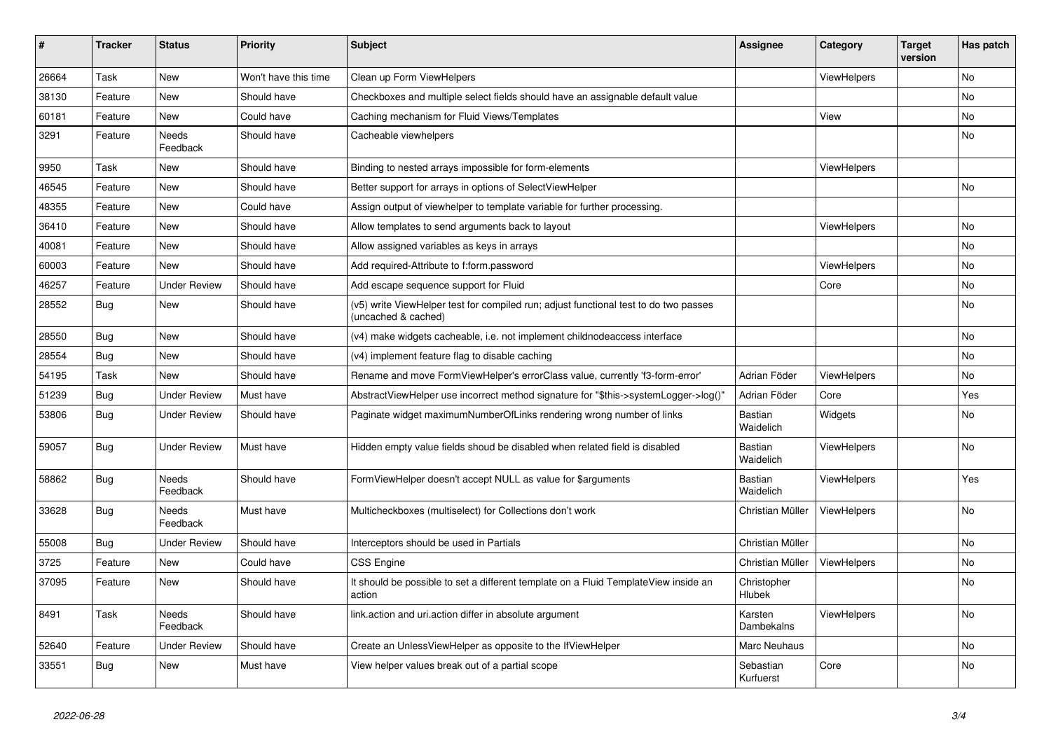| # | Tracker | Status | Priority | Subject | Assignee | Category | Target version | Has patch |
|---|---|---|---|---|---|---|---|---|
| 26664 | Task | New | Won't have this time | Clean up Form ViewHelpers | | ViewHelpers | | No |
| 38130 | Feature | New | Should have | Checkboxes and multiple select fields should have an assignable default value | | | | No |
| 60181 | Feature | New | Could have | Caching mechanism for Fluid Views/Templates | | View | | No |
| 3291 | Feature | Needs Feedback | Should have | Cacheable viewhelpers | | | | No |
| 9950 | Task | New | Should have | Binding to nested arrays impossible for form-elements | | ViewHelpers | | |
| 46545 | Feature | New | Should have | Better support for arrays in options of SelectViewHelper | | | | No |
| 48355 | Feature | New | Could have | Assign output of viewhelper to template variable for further processing. | | | | |
| 36410 | Feature | New | Should have | Allow templates to send arguments back to layout | | ViewHelpers | | No |
| 40081 | Feature | New | Should have | Allow assigned variables as keys in arrays | | | | No |
| 60003 | Feature | New | Should have | Add required-Attribute to f:form.password | | ViewHelpers | | No |
| 46257 | Feature | Under Review | Should have | Add escape sequence support for Fluid | | Core | | No |
| 28552 | Bug | New | Should have | (v5) write ViewHelper test for compiled run; adjust functional test to do two passes (uncached & cached) | | | | No |
| 28550 | Bug | New | Should have | (v4) make widgets cacheable, i.e. not implement childnodeaccess interface | | | | No |
| 28554 | Bug | New | Should have | (v4) implement feature flag to disable caching | | | | No |
| 54195 | Task | New | Should have | Rename and move FormViewHelper's errorClass value, currently 'f3-form-error' | Adrian Föder | ViewHelpers | | No |
| 51239 | Bug | Under Review | Must have | AbstractViewHelper use incorrect method signature for "$this->systemLogger->log()" | Adrian Föder | Core | | Yes |
| 53806 | Bug | Under Review | Should have | Paginate widget maximumNumberOfLinks rendering wrong number of links | Bastian Waidelich | Widgets | | No |
| 59057 | Bug | Under Review | Must have | Hidden empty value fields shoud be disabled when related field is disabled | Bastian Waidelich | ViewHelpers | | No |
| 58862 | Bug | Needs Feedback | Should have | FormViewHelper doesn't accept NULL as value for $arguments | Bastian Waidelich | ViewHelpers | | Yes |
| 33628 | Bug | Needs Feedback | Must have | Multicheckboxes (multiselect) for Collections don't work | Christian Müller | ViewHelpers | | No |
| 55008 | Bug | Under Review | Should have | Interceptors should be used in Partials | Christian Müller | | | No |
| 3725 | Feature | New | Could have | CSS Engine | Christian Müller | ViewHelpers | | No |
| 37095 | Feature | New | Should have | It should be possible to set a different template on a Fluid TemplateView inside an action | Christopher Hlubek | | | No |
| 8491 | Task | Needs Feedback | Should have | link.action and uri.action differ in absolute argument | Karsten Dambekalns | ViewHelpers | | No |
| 52640 | Feature | Under Review | Should have | Create an UnlessViewHelper as opposite to the IfViewHelper | Marc Neuhaus | | | No |
| 33551 | Bug | New | Must have | View helper values break out of a partial scope | Sebastian Kurfuerst | Core | | No |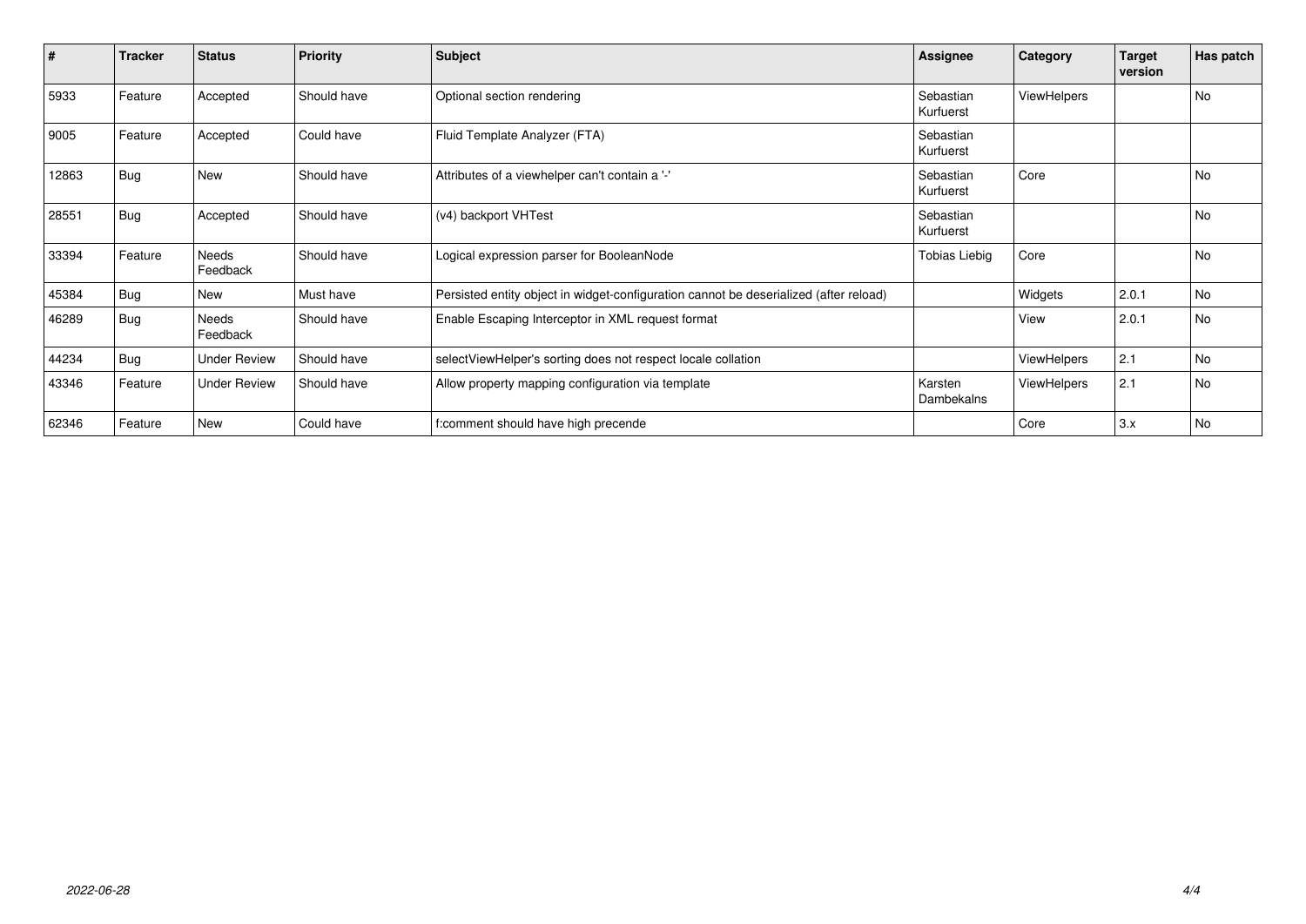| # | Tracker | Status | Priority | Subject | Assignee | Category | Target version | Has patch |
|---|---|---|---|---|---|---|---|---|
| 5933 | Feature | Accepted | Should have | Optional section rendering | Sebastian Kurfuerst | ViewHelpers | | No |
| 9005 | Feature | Accepted | Could have | Fluid Template Analyzer (FTA) | Sebastian Kurfuerst | | | |
| 12863 | Bug | New | Should have | Attributes of a viewhelper can't contain a '-' | Sebastian Kurfuerst | Core | | No |
| 28551 | Bug | Accepted | Should have | (v4) backport VHTest | Sebastian Kurfuerst | | | No |
| 33394 | Feature | Needs Feedback | Should have | Logical expression parser for BooleanNode | Tobias Liebig | Core | | No |
| 45384 | Bug | New | Must have | Persisted entity object in widget-configuration cannot be deserialized (after reload) | | Widgets | 2.0.1 | No |
| 46289 | Bug | Needs Feedback | Should have | Enable Escaping Interceptor in XML request format | | View | 2.0.1 | No |
| 44234 | Bug | Under Review | Should have | selectViewHelper's sorting does not respect locale collation | | ViewHelpers | 2.1 | No |
| 43346 | Feature | Under Review | Should have | Allow property mapping configuration via template | Karsten Dambekalns | ViewHelpers | 2.1 | No |
| 62346 | Feature | New | Could have | f:comment should have high precende | | Core | 3.x | No |

2022-06-28